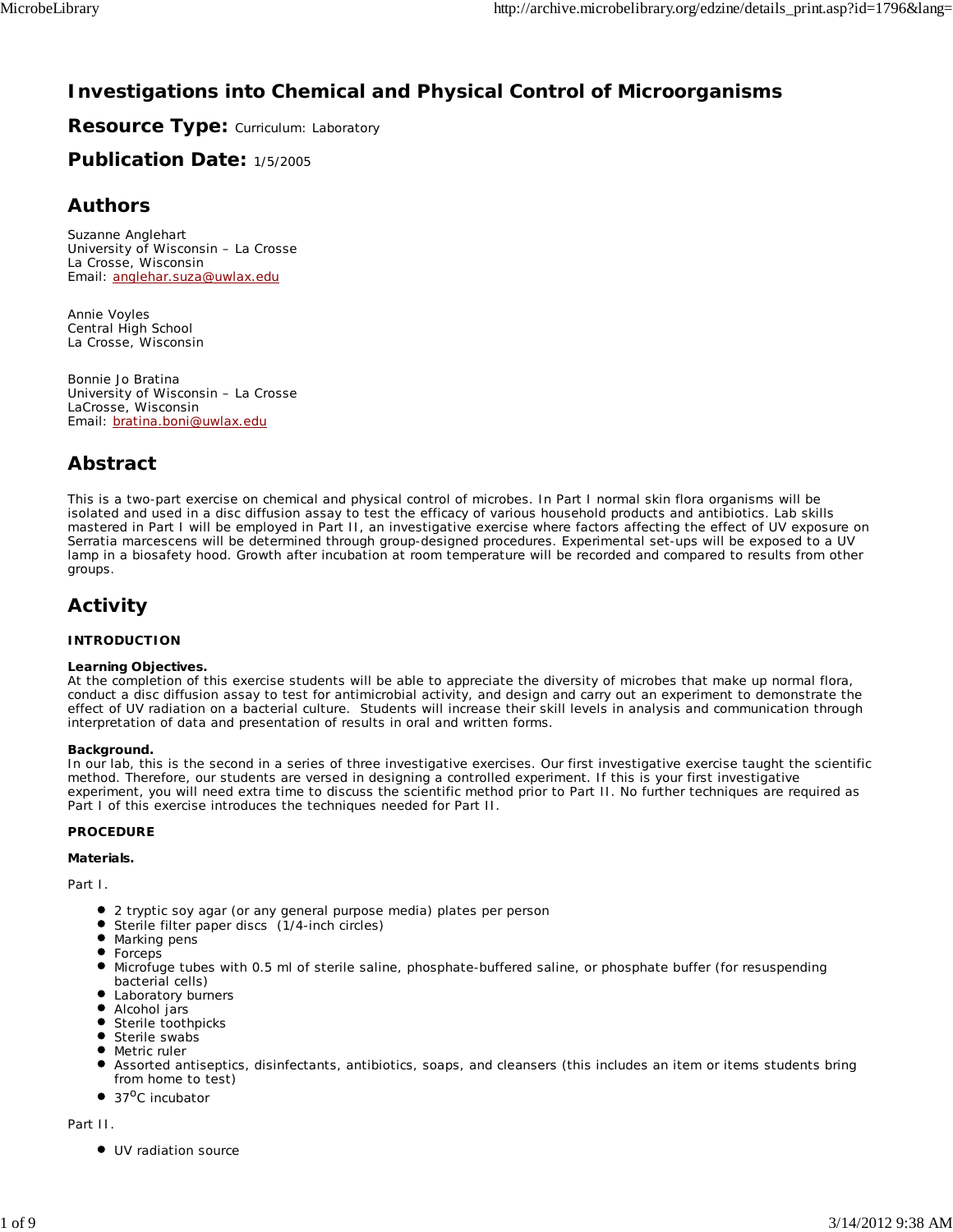# Investigations into Chemical and Physical Control of Microorganisms

## Resource Type: Curriculum: Laboratory

## Publication Date: 1/5/2005

## Authors

Suzanne Anglehart
University of Wisconsin – La Crosse
La Crosse, Wisconsin
Email: anglehar.suza@uwlax.edu

Annie Voyles
Central High School
La Crosse, Wisconsin

Bonnie Jo Bratina
University of Wisconsin – La Crosse
LaCrosse, Wisconsin
Email: bratina.boni@uwlax.edu

## Abstract

This is a two-part exercise on chemical and physical control of microbes. In Part I normal skin flora organisms will be isolated and used in a disc diffusion assay to test the efficacy of various household products and antibiotics. Lab skills mastered in Part I will be employed in Part II, an investigative exercise where factors affecting the effect of UV exposure on Serratia marcescens will be determined through group-designed procedures. Experimental set-ups will be exposed to a UV lamp in a biosafety hood. Growth after incubation at room temperature will be recorded and compared to results from other groups.

## Activity

**INTRODUCTION**

**Learning Objectives.**
At the completion of this exercise students will be able to appreciate the diversity of microbes that make up normal flora, conduct a disc diffusion assay to test for antimicrobial activity, and design and carry out an experiment to demonstrate the effect of UV radiation on a bacterial culture. Students will increase their skill levels in analysis and communication through interpretation of data and presentation of results in oral and written forms.

**Background.**
In our lab, this is the second in a series of three investigative exercises. Our first investigative exercise taught the scientific method. Therefore, our students are versed in designing a controlled experiment. If this is your first investigative experiment, you will need extra time to discuss the scientific method prior to Part II. No further techniques are required as Part I of this exercise introduces the techniques needed for Part II.

**PROCEDURE**

**Materials.**

Part I.

- 2 tryptic soy agar (or any general purpose media) plates per person
- Sterile filter paper discs (1/4-inch circles)
- Marking pens
- Forceps
- Microfuge tubes with 0.5 ml of sterile saline, phosphate-buffered saline, or phosphate buffer (for resuspending bacterial cells)
- Laboratory burners
- Alcohol jars
- Sterile toothpicks
- Sterile swabs
- Metric ruler
- Assorted antiseptics, disinfectants, antibiotics, soaps, and cleansers (this includes an item or items students bring from home to test)
- 37$^{o}$C incubator

Part II.

- UV radiation source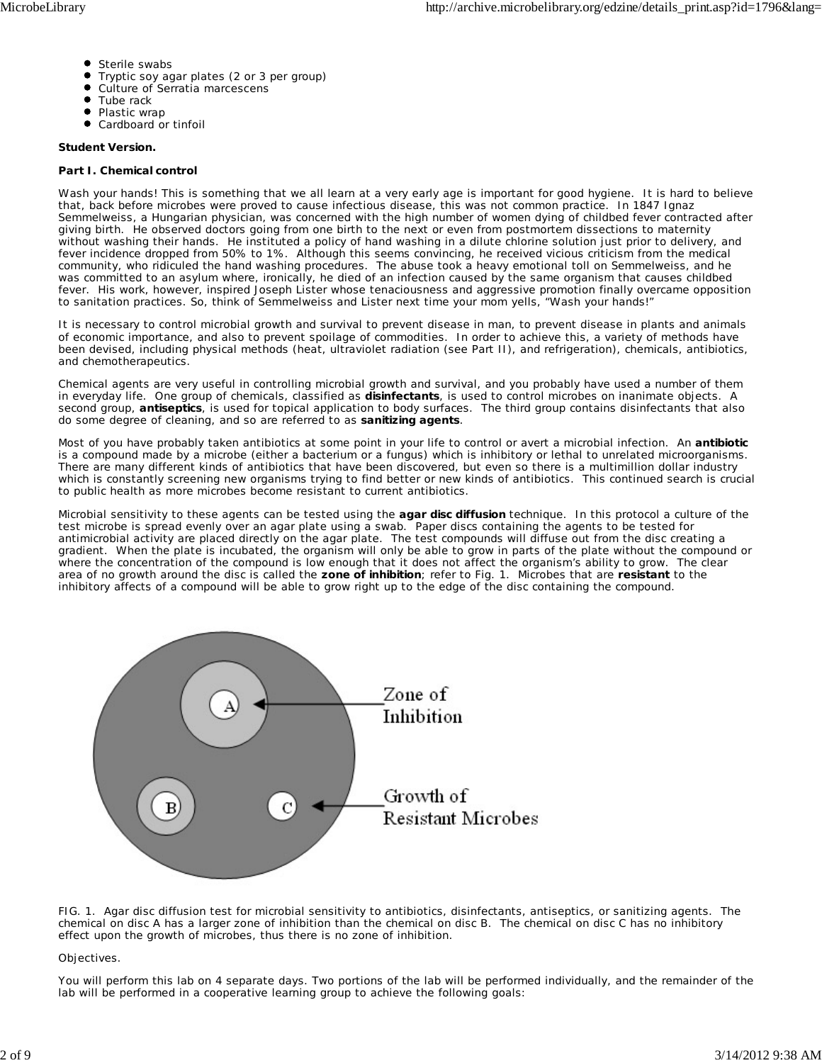- Sterile swabs
- Tryptic soy agar plates (2 or 3 per group)
- Culture of Serratia marcescens
- Tube rack
- Plastic wrap
- Cardboard or tinfoil

**Student Version.**

**Part I. Chemical control**

Wash your hands! This is something that we all learn at a very early age is important for good hygiene. It is hard to believe that, back before microbes were proved to cause infectious disease, this was not common practice. In 1847 Ignaz Semmelweiss, a Hungarian physician, was concerned with the high number of women dying of childbed fever contracted after giving birth. He observed doctors going from one birth to the next or even from postmortem dissections to maternity without washing their hands. He instituted a policy of hand washing in a dilute chlorine solution just prior to delivery, and fever incidence dropped from 50% to 1%. Although this seems convincing, he received vicious criticism from the medical community, who ridiculed the hand washing procedures. The abuse took a heavy emotional toll on Semmelweiss, and he was committed to an asylum where, ironically, he died of an infection caused by the same organism that causes childbed fever. His work, however, inspired Joseph Lister whose tenaciousness and aggressive promotion finally overcame opposition to sanitation practices. So, think of Semmelweiss and Lister next time your mom yells, "Wash your hands!"

It is necessary to control microbial growth and survival to prevent disease in man, to prevent disease in plants and animals of economic importance, and also to prevent spoilage of commodities. In order to achieve this, a variety of methods have been devised, including physical methods (heat, ultraviolet radiation (see Part II), and refrigeration), chemicals, antibiotics, and chemotherapeutics.

Chemical agents are very useful in controlling microbial growth and survival, and you probably have used a number of them in everyday life. One group of chemicals, classified as **disinfectants**, is used to control microbes on inanimate objects. A second group, **antiseptics**, is used for topical application to body surfaces. The third group contains disinfectants that also do some degree of cleaning, and so are referred to as **sanitizing agents**.

Most of you have probably taken antibiotics at some point in your life to control or avert a microbial infection. An **antibiotic** is a compound made by a microbe (either a bacterium or a fungus) which is inhibitory or lethal to unrelated microorganisms. There are many different kinds of antibiotics that have been discovered, but even so there is a multimillion dollar industry which is constantly screening new organisms trying to find better or new kinds of antibiotics. This continued search is crucial to public health as more microbes become resistant to current antibiotics.

Microbial sensitivity to these agents can be tested using the **agar disc diffusion** technique. In this protocol a culture of the test microbe is spread evenly over an agar plate using a swab. Paper discs containing the agents to be tested for antimicrobial activity are placed directly on the agar plate. The test compounds will diffuse out from the disc creating a gradient. When the plate is incubated, the organism will only be able to grow in parts of the plate without the compound or where the concentration of the compound is low enough that it does not affect the organism's ability to grow. The clear area of no growth around the disc is called the **zone of inhibition**; refer to Fig. 1. Microbes that are **resistant** to the inhibitory affects of a compound will be able to grow right up to the edge of the disc containing the compound.

FIG. 1. Agar disc diffusion test for microbial sensitivity to antibiotics, disinfectants, antiseptics, or sanitizing agents. The chemical on disc A has a larger zone of inhibition than the chemical on disc B. The chemical on disc C has no inhibitory effect upon the growth of microbes, thus there is no zone of inhibition.

Objectives.

You will perform this lab on 4 separate days. Two portions of the lab will be performed individually, and the remainder of the lab will be performed in a cooperative learning group to achieve the following goals: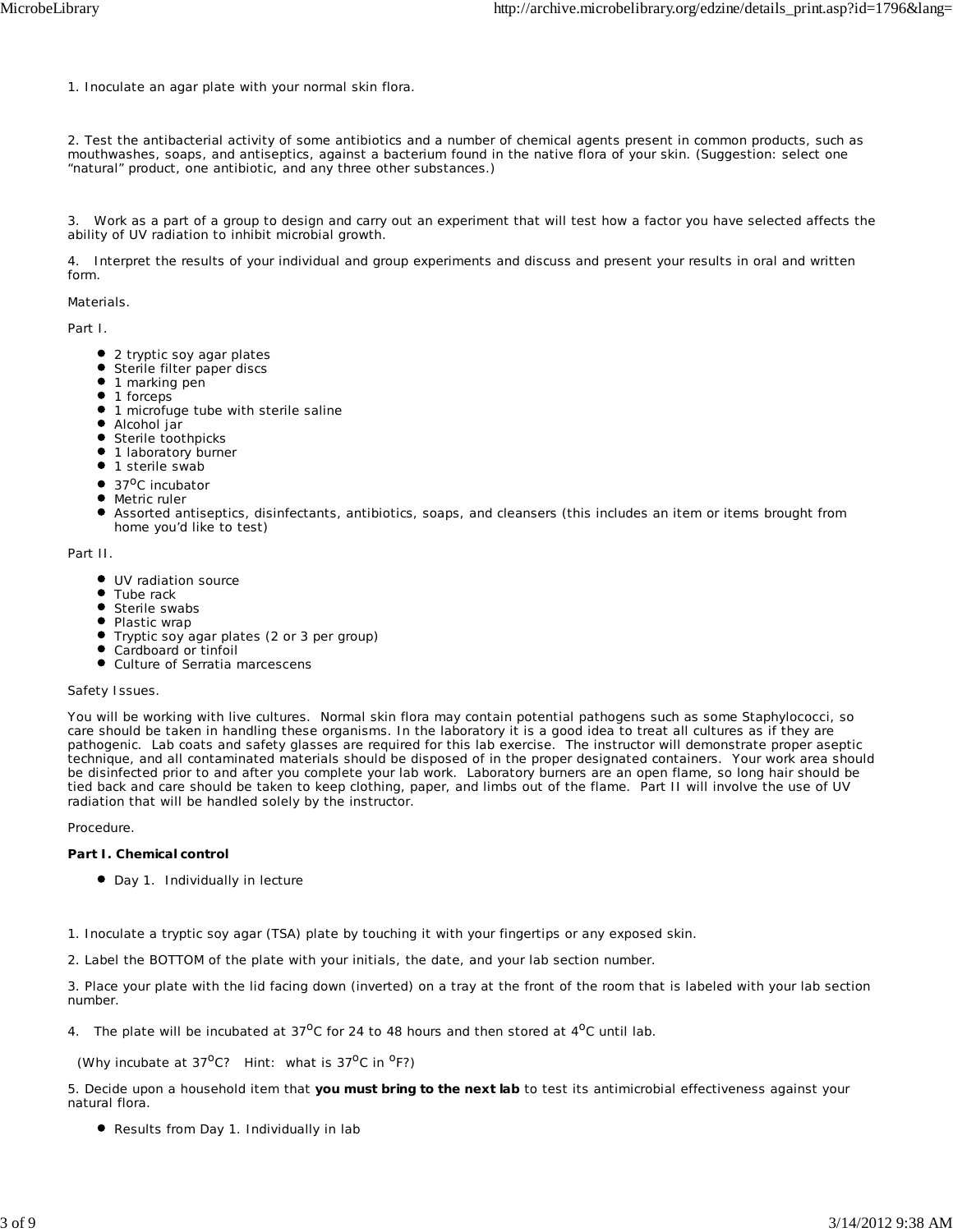1. Inoculate an agar plate with your normal skin flora.

2. Test the antibacterial activity of some antibiotics and a number of chemical agents present in common products, such as mouthwashes, soaps, and antiseptics, against a bacterium found in the native flora of your skin. (Suggestion: select one "natural" product, one antibiotic, and any three other substances.)

3. Work as a part of a group to design and carry out an experiment that will test how a factor you have selected affects the ability of UV radiation to inhibit microbial growth.

4. Interpret the results of your individual and group experiments and discuss and present your results in oral and written form.

Materials.

Part I.

- 2 tryptic soy agar plates
- Sterile filter paper discs
- 1 marking pen
- 1 forceps
- 1 microfuge tube with sterile saline
- Alcohol jar
- Sterile toothpicks
- 1 laboratory burner
- 1 sterile swab
- 37$^{o}$C incubator
- Metric ruler
- Assorted antiseptics, disinfectants, antibiotics, soaps, and cleansers (this includes an item or items brought from home you'd like to test)

Part II.

- UV radiation source
- Tube rack
- Sterile swabs
- Plastic wrap
- Tryptic soy agar plates (2 or 3 per group)
- Cardboard or tinfoil
- Culture of Serratia marcescens

Safety Issues.

You will be working with live cultures. Normal skin flora may contain potential pathogens such as some Staphylococci, so care should be taken in handling these organisms. In the laboratory it is a good idea to treat all cultures as if they are pathogenic. Lab coats and safety glasses are required for this lab exercise. The instructor will demonstrate proper aseptic technique, and all contaminated materials should be disposed of in the proper designated containers. Your work area should be disinfected prior to and after you complete your lab work. Laboratory burners are an open flame, so long hair should be tied back and care should be taken to keep clothing, paper, and limbs out of the flame. Part II will involve the use of UV radiation that will be handled solely by the instructor.

Procedure.

**Part I. Chemical control**

- Day 1. Individually in lecture

1. Inoculate a tryptic soy agar (TSA) plate by touching it with your fingertips or any exposed skin.

2. Label the BOTTOM of the plate with your initials, the date, and your lab section number.

3. Place your plate with the lid facing down (inverted) on a tray at the front of the room that is labeled with your lab section number.

4. The plate will be incubated at 37$^{o}$C for 24 to 48 hours and then stored at 4$^{o}$C until lab.

(Why incubate at 37$^{o}$C? Hint: what is 37$^{o}$C in $^{o}$F?)

5. Decide upon a household item that **you must bring to the next lab** to test its antimicrobial effectiveness against your natural flora.

- Results from Day 1. Individually in lab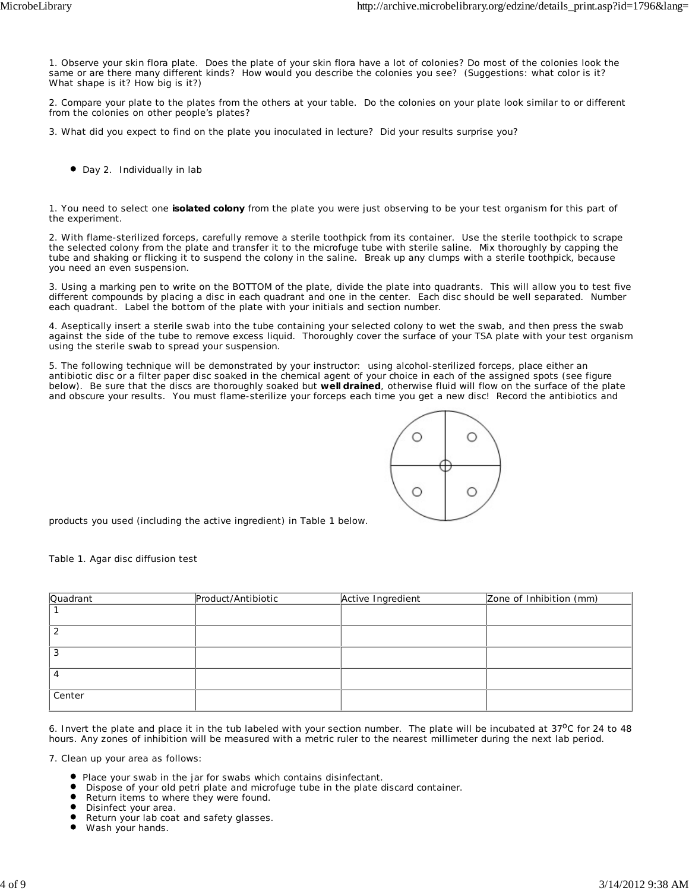1. Observe your skin flora plate. Does the plate of your skin flora have a lot of colonies? Do most of the colonies look the same or are there many different kinds? How would you describe the colonies you see? (Suggestions: what color is it? What shape is it? How big is it?)

2. Compare your plate to the plates from the others at your table. Do the colonies on your plate look similar to or different from the colonies on other people's plates?

3. What did you expect to find on the plate you inoculated in lecture? Did your results surprise you?

- Day 2. Individually in lab

1. You need to select one **isolated colony** from the plate you were just observing to be your test organism for this part of the experiment.

2. With flame-sterilized forceps, carefully remove a sterile toothpick from its container. Use the sterile toothpick to scrape the selected colony from the plate and transfer it to the microfuge tube with sterile saline. Mix thoroughly by capping the tube and shaking or flicking it to suspend the colony in the saline. Break up any clumps with a sterile toothpick, because you need an even suspension.

3. Using a marking pen to write on the BOTTOM of the plate, divide the plate into quadrants. This will allow you to test five different compounds by placing a disc in each quadrant and one in the center. Each disc should be well separated. Number each quadrant. Label the bottom of the plate with your initials and section number.

4. Aseptically insert a sterile swab into the tube containing your selected colony to wet the swab, and then press the swab against the side of the tube to remove excess liquid. Thoroughly cover the surface of your TSA plate with your test organism using the sterile swab to spread your suspension.

5. The following technique will be demonstrated by your instructor: using alcohol-sterilized forceps, place either an antibiotic disc or a filter paper disc soaked in the chemical agent of your choice in each of the assigned spots (see figure below). Be sure that the discs are thoroughly soaked but **well drained**, otherwise fluid will flow on the surface of the plate and obscure your results. You must flame-sterilize your forceps each time you get a new disc! Record the antibiotics and products you used (including the active ingredient) in Table 1 below.

Table 1. Agar disc diffusion test

| Quadrant | Product/Antibiotic | Active Ingredient | Zone of Inhibition (mm) |
|---|---|---|---|
| 1 | | | |
| 2 | | | |
| 3 | | | |
| 4 | | | |
| Center | | | |

6. Invert the plate and place it in the tub labeled with your section number. The plate will be incubated at 37$^{o}$C for 24 to 48 hours. Any zones of inhibition will be measured with a metric ruler to the nearest millimeter during the next lab period.

7. Clean up your area as follows:

- Place your swab in the jar for swabs which contains disinfectant.
- Dispose of your old petri plate and microfuge tube in the plate discard container.
- Return items to where they were found.
- Disinfect your area.
- Return your lab coat and safety glasses.
- Wash your hands.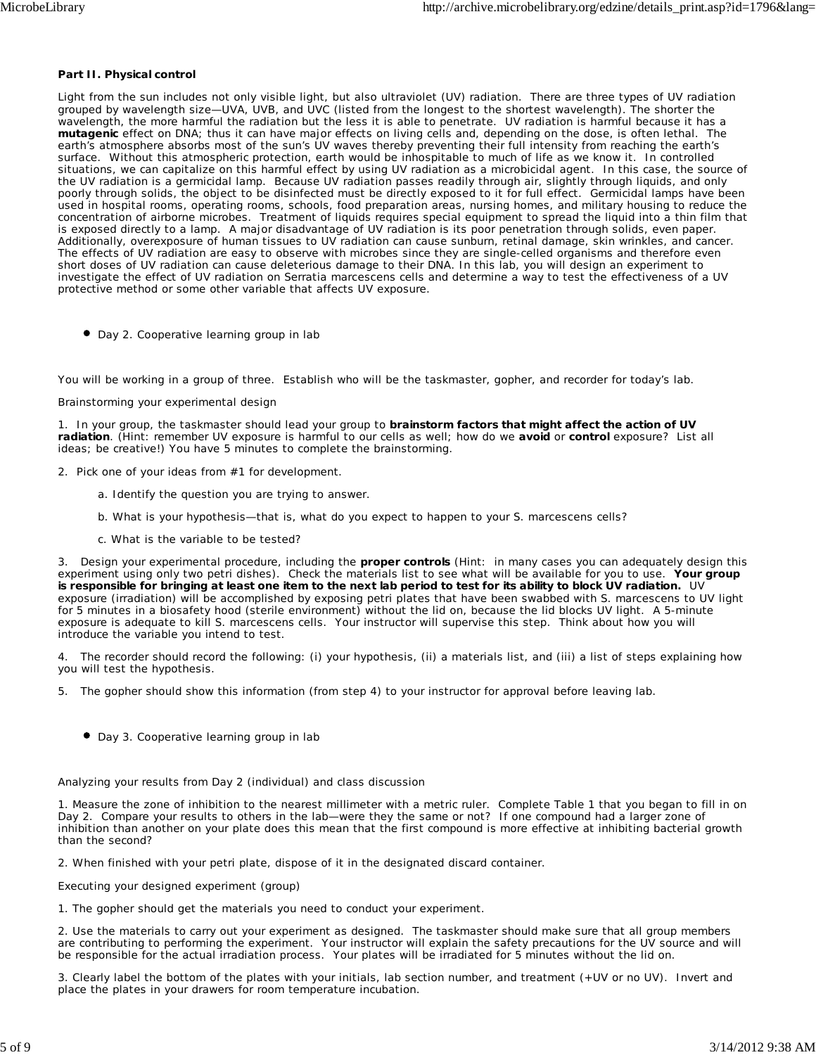**Part II. Physical control**

Light from the sun includes not only visible light, but also ultraviolet (UV) radiation. There are three types of UV radiation grouped by wavelength size—UVA, UVB, and UVC (listed from the longest to the shortest wavelength). The shorter the wavelength, the more harmful the radiation but the less it is able to penetrate. UV radiation is harmful because it has a **mutagenic** effect on DNA; thus it can have major effects on living cells and, depending on the dose, is often lethal. The earth's atmosphere absorbs most of the sun's UV waves thereby preventing their full intensity from reaching the earth's surface. Without this atmospheric protection, earth would be inhospitable to much of life as we know it. In controlled situations, we can capitalize on this harmful effect by using UV radiation as a microbicidal agent. In this case, the source of the UV radiation is a germicidal lamp. Because UV radiation passes readily through air, slightly through liquids, and only poorly through solids, the object to be disinfected must be directly exposed to it for full effect. Germicidal lamps have been used in hospital rooms, operating rooms, schools, food preparation areas, nursing homes, and military housing to reduce the concentration of airborne microbes. Treatment of liquids requires special equipment to spread the liquid into a thin film that is exposed directly to a lamp. A major disadvantage of UV radiation is its poor penetration through solids, even paper. Additionally, overexposure of human tissues to UV radiation can cause sunburn, retinal damage, skin wrinkles, and cancer. The effects of UV radiation are easy to observe with microbes since they are single-celled organisms and therefore even short doses of UV radiation can cause deleterious damage to their DNA. In this lab, you will design an experiment to investigate the effect of UV radiation on Serratia marcescens cells and determine a way to test the effectiveness of a UV protective method or some other variable that affects UV exposure.

- Day 2. Cooperative learning group in lab

You will be working in a group of three. Establish who will be the taskmaster, gopher, and recorder for today's lab.

Brainstorming your experimental design

1. In your group, the taskmaster should lead your group to **brainstorm factors that might affect the action of UV radiation**. (Hint: remember UV exposure is harmful to our cells as well; how do we **avoid** or **control** exposure? List all ideas; be creative!) You have 5 minutes to complete the brainstorming.

2. Pick one of your ideas from #1 for development.

   a. Identify the question you are trying to answer.

   b. What is your hypothesis—that is, what do you expect to happen to your S. marcescens cells?

   c. What is the variable to be tested?

3. Design your experimental procedure, including the **proper controls** (Hint: in many cases you can adequately design this experiment using only two petri dishes). Check the materials list to see what will be available for you to use. **Your group is responsible for bringing at least one item to the next lab period to test for its ability to block UV radiation.** UV exposure (irradiation) will be accomplished by exposing petri plates that have been swabbed with S. marcescens to UV light for 5 minutes in a biosafety hood (sterile environment) without the lid on, because the lid blocks UV light. A 5-minute exposure is adequate to kill S. marcescens cells. Your instructor will supervise this step. Think about how you will introduce the variable you intend to test.

4. The recorder should record the following: (i) your hypothesis, (ii) a materials list, and (iii) a list of steps explaining how you will test the hypothesis.

5. The gopher should show this information (from step 4) to your instructor for approval before leaving lab.

- Day 3. Cooperative learning group in lab

Analyzing your results from Day 2 (individual) and class discussion

1. Measure the zone of inhibition to the nearest millimeter with a metric ruler. Complete Table 1 that you began to fill in on Day 2. Compare your results to others in the lab—were they the same or not? If one compound had a larger zone of inhibition than another on your plate does this mean that the first compound is more effective at inhibiting bacterial growth than the second?

2. When finished with your petri plate, dispose of it in the designated discard container.

Executing your designed experiment (group)

1. The gopher should get the materials you need to conduct your experiment.

2. Use the materials to carry out your experiment as designed. The taskmaster should make sure that all group members are contributing to performing the experiment. Your instructor will explain the safety precautions for the UV source and will be responsible for the actual irradiation process. Your plates will be irradiated for 5 minutes without the lid on.

3. Clearly label the bottom of the plates with your initials, lab section number, and treatment (+UV or no UV). Invert and place the plates in your drawers for room temperature incubation.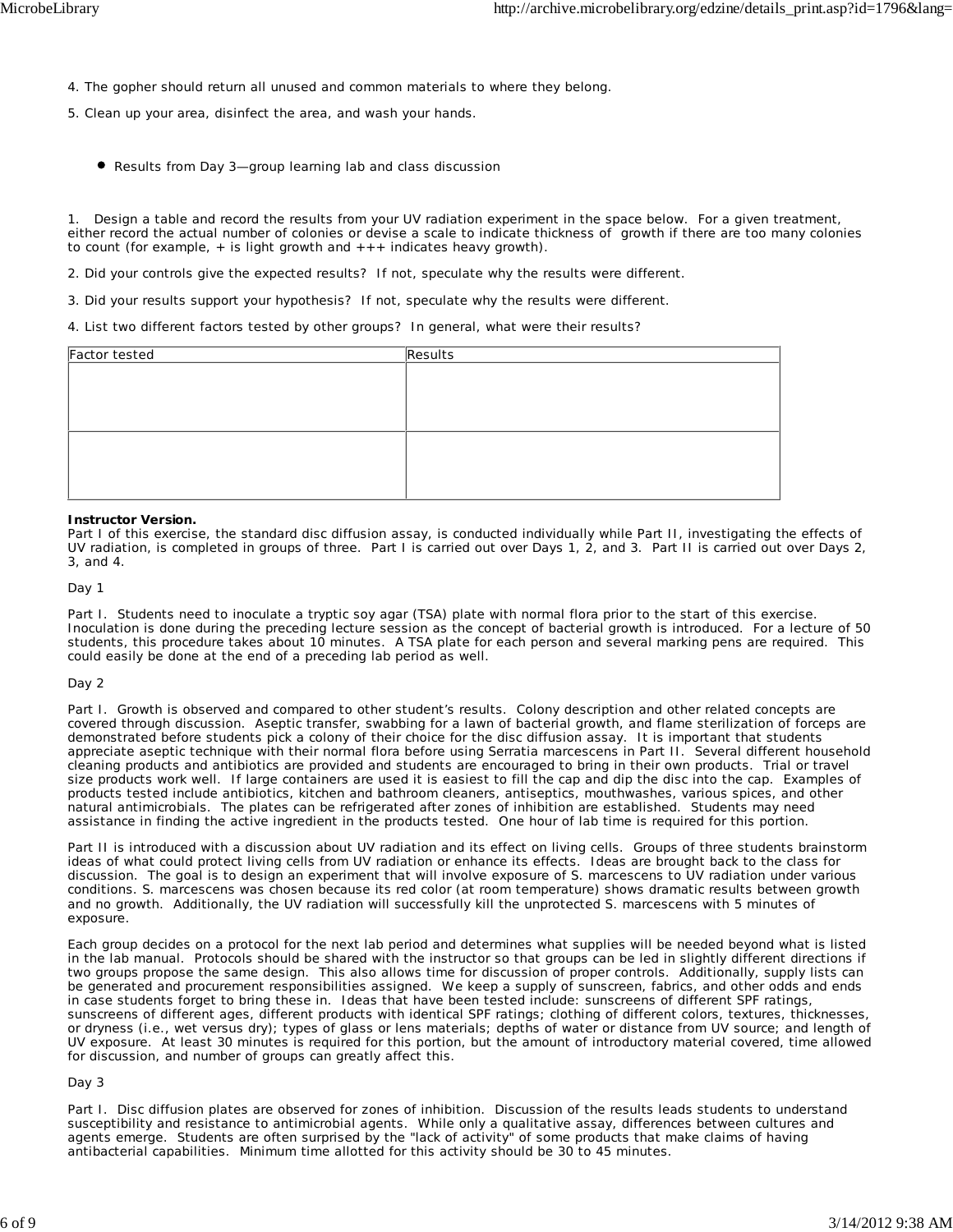4. The gopher should return all unused and common materials to where they belong.

5. Clean up your area, disinfect the area, and wash your hands.

- Results from Day 3—group learning lab and class discussion

1. Design a table and record the results from your UV radiation experiment in the space below. For a given treatment, either record the actual number of colonies or devise a scale to indicate thickness of growth if there are too many colonies to count (for example, + is light growth and +++ indicates heavy growth).

2. Did your controls give the expected results? If not, speculate why the results were different.

3. Did your results support your hypothesis? If not, speculate why the results were different.

4. List two different factors tested by other groups? In general, what were their results?

| Factor tested | Results |
| --- | --- |
| | |
| | |

**Instructor Version.**
Part I of this exercise, the standard disc diffusion assay, is conducted individually while Part II, investigating the effects of UV radiation, is completed in groups of three. Part I is carried out over Days 1, 2, and 3. Part II is carried out over Days 2, 3, and 4.

Day 1

Part I. Students need to inoculate a tryptic soy agar (TSA) plate with normal flora prior to the start of this exercise. Inoculation is done during the preceding lecture session as the concept of bacterial growth is introduced. For a lecture of 50 students, this procedure takes about 10 minutes. A TSA plate for each person and several marking pens are required. This could easily be done at the end of a preceding lab period as well.

Day 2

Part I. Growth is observed and compared to other student's results. Colony description and other related concepts are covered through discussion. Aseptic transfer, swabbing for a lawn of bacterial growth, and flame sterilization of forceps are demonstrated before students pick a colony of their choice for the disc diffusion assay. It is important that students appreciate aseptic technique with their normal flora before using Serratia marcescens in Part II. Several different household cleaning products and antibiotics are provided and students are encouraged to bring in their own products. Trial or travel size products work well. If large containers are used it is easiest to fill the cap and dip the disc into the cap. Examples of products tested include antibiotics, kitchen and bathroom cleaners, antiseptics, mouthwashes, various spices, and other natural antimicrobials. The plates can be refrigerated after zones of inhibition are established. Students may need assistance in finding the active ingredient in the products tested. One hour of lab time is required for this portion.

Part II is introduced with a discussion about UV radiation and its effect on living cells. Groups of three students brainstorm ideas of what could protect living cells from UV radiation or enhance its effects. Ideas are brought back to the class for discussion. The goal is to design an experiment that will involve exposure of S. marcescens to UV radiation under various conditions. S. marcescens was chosen because its red color (at room temperature) shows dramatic results between growth and no growth. Additionally, the UV radiation will successfully kill the unprotected S. marcescens with 5 minutes of exposure.

Each group decides on a protocol for the next lab period and determines what supplies will be needed beyond what is listed in the lab manual. Protocols should be shared with the instructor so that groups can be led in slightly different directions if two groups propose the same design. This also allows time for discussion of proper controls. Additionally, supply lists can be generated and procurement responsibilities assigned. We keep a supply of sunscreen, fabrics, and other odds and ends in case students forget to bring these in. Ideas that have been tested include: sunscreens of different SPF ratings, sunscreens of different ages, different products with identical SPF ratings; clothing of different colors, textures, thicknesses, or dryness (i.e., wet versus dry); types of glass or lens materials; depths of water or distance from UV source; and length of UV exposure. At least 30 minutes is required for this portion, but the amount of introductory material covered, time allowed for discussion, and number of groups can greatly affect this.

Day 3

Part I. Disc diffusion plates are observed for zones of inhibition. Discussion of the results leads students to understand susceptibility and resistance to antimicrobial agents. While only a qualitative assay, differences between cultures and agents emerge. Students are often surprised by the "lack of activity" of some products that make claims of having antibacterial capabilities. Minimum time allotted for this activity should be 30 to 45 minutes.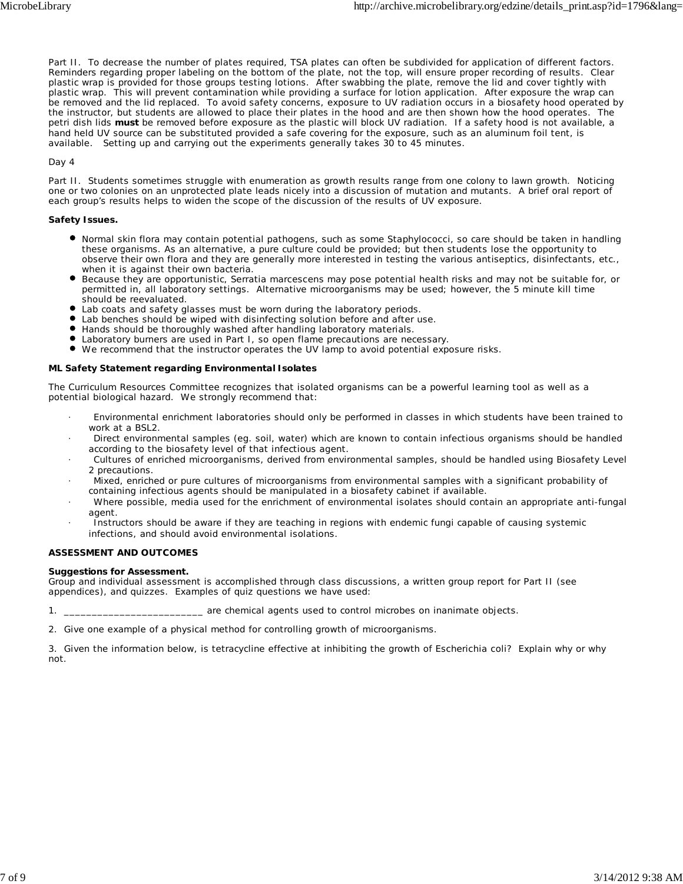Part II. To decrease the number of plates required, TSA plates can often be subdivided for application of different factors. Reminders regarding proper labeling on the bottom of the plate, not the top, will ensure proper recording of results. Clear plastic wrap is provided for those groups testing lotions. After swabbing the plate, remove the lid and cover tightly with plastic wrap. This will prevent contamination while providing a surface for lotion application. After exposure the wrap can be removed and the lid replaced. To avoid safety concerns, exposure to UV radiation occurs in a biosafety hood operated by the instructor, but students are allowed to place their plates in the hood and are then shown how the hood operates. The petri dish lids **must** be removed before exposure as the plastic will block UV radiation. If a safety hood is not available, a hand held UV source can be substituted provided a safe covering for the exposure, such as an aluminum foil tent, is available. Setting up and carrying out the experiments generally takes 30 to 45 minutes.

Day 4

Part II. Students sometimes struggle with enumeration as growth results range from one colony to lawn growth. Noticing one or two colonies on an unprotected plate leads nicely into a discussion of mutation and mutants. A brief oral report of each group's results helps to widen the scope of the discussion of the results of UV exposure.

**Safety Issues.**

- Normal skin flora may contain potential pathogens, such as some Staphylococci, so care should be taken in handling these organisms. As an alternative, a pure culture could be provided; but then students lose the opportunity to observe their own flora and they are generally more interested in testing the various antiseptics, disinfectants, etc., when it is against their own bacteria.
- Because they are opportunistic, Serratia marcescens may pose potential health risks and may not be suitable for, or permitted in, all laboratory settings. Alternative microorganisms may be used; however, the 5 minute kill time should be reevaluated.
- Lab coats and safety glasses must be worn during the laboratory periods.
- Lab benches should be wiped with disinfecting solution before and after use.
- Hands should be thoroughly washed after handling laboratory materials.
- Laboratory burners are used in Part I, so open flame precautions are necessary.
- We recommend that the instructor operates the UV lamp to avoid potential exposure risks.

**ML Safety Statement regarding Environmental Isolates**

The Curriculum Resources Committee recognizes that isolated organisms can be a powerful learning tool as well as a potential biological hazard. We strongly recommend that:

- Environmental enrichment laboratories should only be performed in classes in which students have been trained to work at a BSL2.
- Direct environmental samples (eg. soil, water) which are known to contain infectious organisms should be handled according to the biosafety level of that infectious agent.
- Cultures of enriched microorganisms, derived from environmental samples, should be handled using Biosafety Level 2 precautions.
- Mixed, enriched or pure cultures of microorganisms from environmental samples with a significant probability of containing infectious agents should be manipulated in a biosafety cabinet if available.
- Where possible, media used for the enrichment of environmental isolates should contain an appropriate anti-fungal agent.
- Instructors should be aware if they are teaching in regions with endemic fungi capable of causing systemic infections, and should avoid environmental isolations.

**ASSESSMENT AND OUTCOMES**

**Suggestions for Assessment.**
Group and individual assessment is accomplished through class discussions, a written group report for Part II (see appendices), and quizzes. Examples of quiz questions we have used:

1. _________________________ are chemical agents used to control microbes on inanimate objects.

2. Give one example of a physical method for controlling growth of microorganisms.

3. Given the information below, is tetracycline effective at inhibiting the growth of Escherichia coli? Explain why or why not.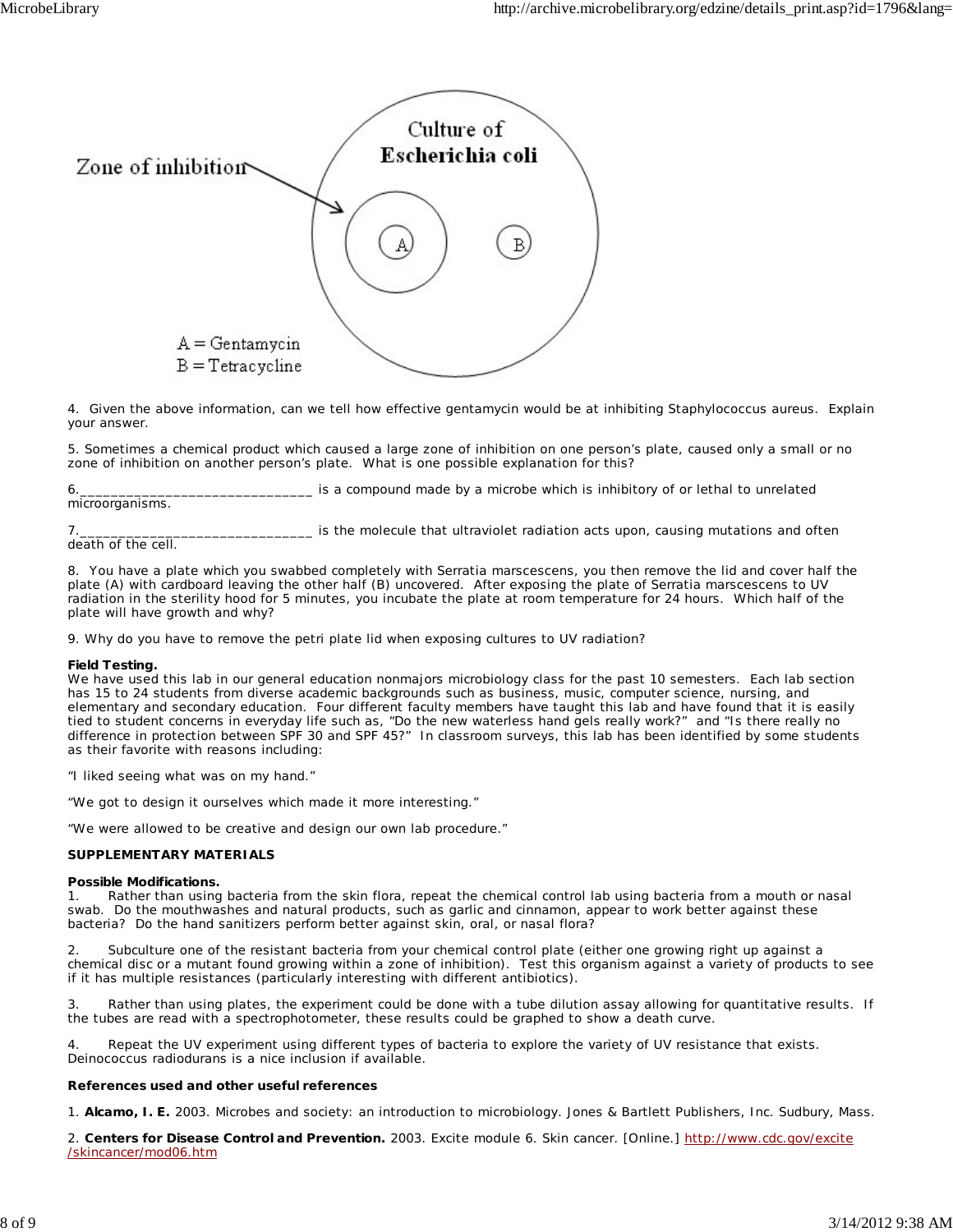Zone of inhibition

Culture of **Escherichia coli**

A = Gentamycin
B = Tetracycline

4. Given the above information, can we tell how effective gentamycin would be at inhibiting Staphylococcus aureus. Explain your answer.

5. Sometimes a chemical product which caused a large zone of inhibition on one person's plate, caused only a small or no zone of inhibition on another person's plate. What is one possible explanation for this?

6.______________________________ is a compound made by a microbe which is inhibitory of or lethal to unrelated microorganisms.

7.______________________________ is the molecule that ultraviolet radiation acts upon, causing mutations and often death of the cell.

8. You have a plate which you swabbed completely with Serratia marscescens, you then remove the lid and cover half the plate (A) with cardboard leaving the other half (B) uncovered. After exposing the plate of Serratia marscescens to UV radiation in the sterility hood for 5 minutes, you incubate the plate at room temperature for 24 hours. Which half of the plate will have growth and why?

9. Why do you have to remove the petri plate lid when exposing cultures to UV radiation?

**Field Testing.**
We have used this lab in our general education nonmajors microbiology class for the past 10 semesters. Each lab section has 15 to 24 students from diverse academic backgrounds such as business, music, computer science, nursing, and elementary and secondary education. Four different faculty members have taught this lab and have found that it is easily tied to student concerns in everyday life such as, "Do the new waterless hand gels really work?" and "Is there really no difference in protection between SPF 30 and SPF 45?" In classroom surveys, this lab has been identified by some students as their favorite with reasons including:

"I liked seeing what was on my hand."

"We got to design it ourselves which made it more interesting."

"We were allowed to be creative and design our own lab procedure."

**SUPPLEMENTARY MATERIALS**

**Possible Modifications.**

1. Rather than using bacteria from the skin flora, repeat the chemical control lab using bacteria from a mouth or nasal swab. Do the mouthwashes and natural products, such as garlic and cinnamon, appear to work better against these bacteria? Do the hand sanitizers perform better against skin, oral, or nasal flora?

2. Subculture one of the resistant bacteria from your chemical control plate (either one growing right up against a chemical disc or a mutant found growing within a zone of inhibition). Test this organism against a variety of products to see if it has multiple resistances (particularly interesting with different antibiotics).

3. Rather than using plates, the experiment could be done with a tube dilution assay allowing for quantitative results. If the tubes are read with a spectrophotometer, these results could be graphed to show a death curve.

4. Repeat the UV experiment using different types of bacteria to explore the variety of UV resistance that exists. Deinococcus radiodurans is a nice inclusion if available.

**References used and other useful references**

1. **Alcamo, I. E.** 2003. Microbes and society: an introduction to microbiology. Jones & Bartlett Publishers, Inc. Sudbury, Mass.

2. **Centers for Disease Control and Prevention.** 2003. Excite module 6. Skin cancer. [Online.] http://www.cdc.gov/excite/skincancer/mod06.htm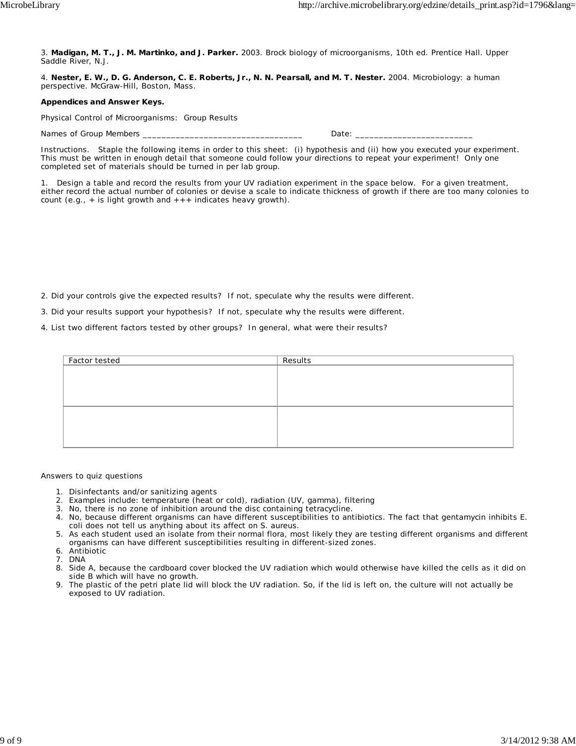3. **Madigan, M. T., J. M. Martinko, and J. Parker.** 2003. Brock biology of microorganisms, 10th ed. Prentice Hall. Upper Saddle River, N.J.

4. **Nester, E. W., D. G. Anderson, C. E. Roberts, Jr., N. N. Pearsall, and M. T. Nester.** 2004. Microbiology: a human perspective. McGraw-Hill, Boston, Mass.

**Appendices and Answer Keys.**

Physical Control of Microorganisms: Group Results

Names of Group Members ___________________________________ Date: _________________________

Instructions. Staple the following items in order to this sheet: (i) hypothesis and (ii) how you executed your experiment. This must be written in enough detail that someone could follow your directions to repeat your experiment! Only one completed set of materials should be turned in per lab group.

1. Design a table and record the results from your UV radiation experiment in the space below. For a given treatment, either record the actual number of colonies or devise a scale to indicate thickness of growth if there are too many colonies to count (e.g., + is light growth and +++ indicates heavy growth).

2. Did your controls give the expected results? If not, speculate why the results were different.

3. Did your results support your hypothesis? If not, speculate why the results were different.

4. List two different factors tested by other groups? In general, what were their results?

| Factor tested | Results |
| --- | --- |
| | |
| | |

Answers to quiz questions

1. Disinfectants and/or sanitizing agents
2. Examples include: temperature (heat or cold), radiation (UV, gamma), filtering
3. No, there is no zone of inhibition around the disc containing tetracycline.
4. No, because different organisms can have different susceptibilities to antibiotics. The fact that gentamycin inhibits E. coli does not tell us anything about its affect on S. aureus.
5. As each student used an isolate from their normal flora, most likely they are testing different organisms and different organisms can have different susceptibilities resulting in different-sized zones.
6. Antibiotic
7. DNA
8. Side A, because the cardboard cover blocked the UV radiation which would otherwise have killed the cells as it did on side B which will have no growth.
9. The plastic of the petri plate lid will block the UV radiation. So, if the lid is left on, the culture will not actually be exposed to UV radiation.